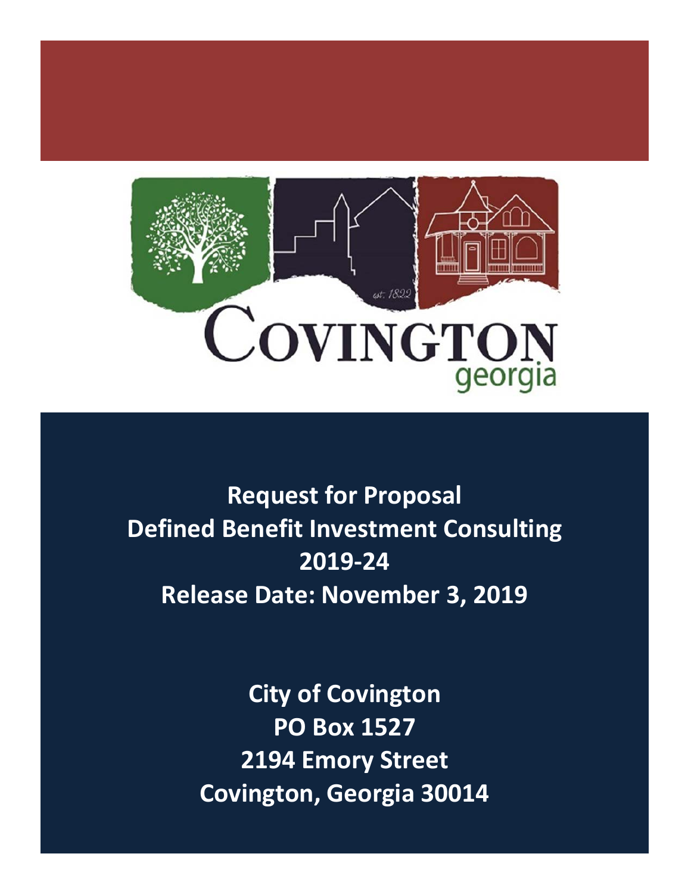# Request for Proposal
# Defined Benefit Investment Consulting
# 2019-24
# Release Date: November 3, 2019

**City of Covington**
**PO Box 1527**
**2194 Emory Street**
**Covington, Georgia 30014**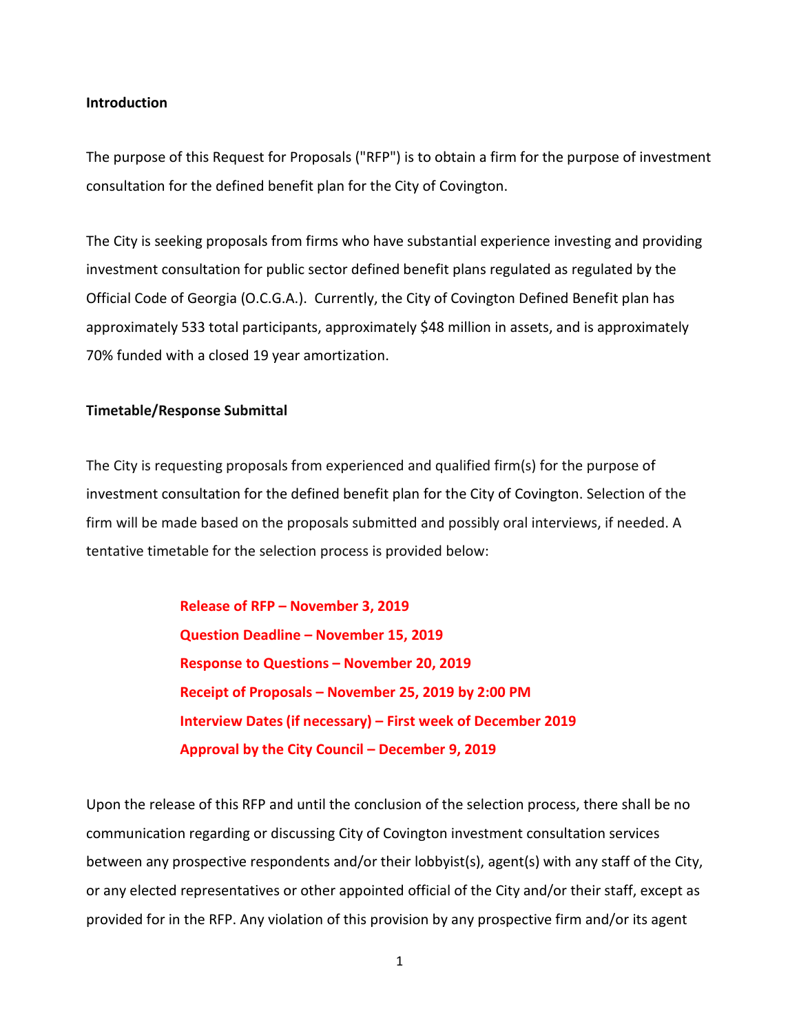**Introduction**

The purpose of this Request for Proposals ("RFP") is to obtain a firm for the purpose of investment consultation for the defined benefit plan for the City of Covington.

The City is seeking proposals from firms who have substantial experience investing and providing investment consultation for public sector defined benefit plans regulated as regulated by the Official Code of Georgia (O.C.G.A.). Currently, the City of Covington Defined Benefit plan has approximately 533 total participants, approximately $48 million in assets, and is approximately 70% funded with a closed 19 year amortization.

**Timetable/Response Submittal**

The City is requesting proposals from experienced and qualified firm(s) for the purpose of investment consultation for the defined benefit plan for the City of Covington. Selection of the firm will be made based on the proposals submitted and possibly oral interviews, if needed. A tentative timetable for the selection process is provided below:

**Release of RFP – November 3, 2019**
**Question Deadline – November 15, 2019**
**Response to Questions – November 20, 2019**
**Receipt of Proposals – November 25, 2019 by 2:00 PM**
**Interview Dates (if necessary) – First week of December 2019**
**Approval by the City Council – December 9, 2019**

Upon the release of this RFP and until the conclusion of the selection process, there shall be no communication regarding or discussing City of Covington investment consultation services between any prospective respondents and/or their lobbyist(s), agent(s) with any staff of the City, or any elected representatives or other appointed official of the City and/or their staff, except as provided for in the RFP. Any violation of this provision by any prospective firm and/or its agent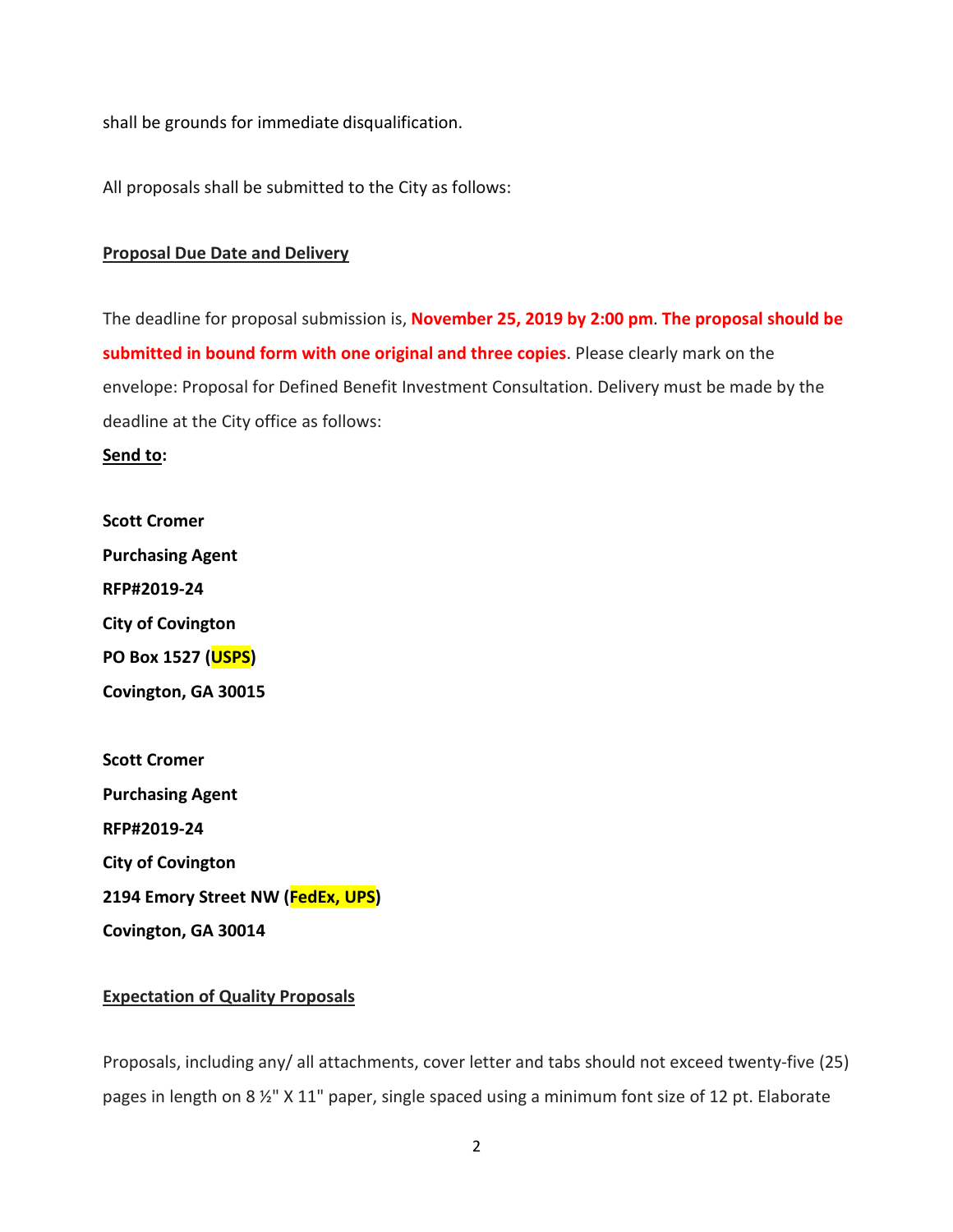shall be grounds for immediate disqualification.

All proposals shall be submitted to the City as follows:

**Proposal Due Date and Delivery**

The deadline for proposal submission is, **November 25, 2019 by 2:00 pm**. **The proposal should be submitted in bound form with one original and three copies**. Please clearly mark on the envelope: Proposal for Defined Benefit Investment Consultation. Delivery must be made by the deadline at the City office as follows:

**Send to:**

**Scott Cromer**
**Purchasing Agent**
**RFP#2019-24**
**City of Covington**
**PO Box 1527 (USPS)**
**Covington, GA 30015**

**Scott Cromer**
**Purchasing Agent**
**RFP#2019-24**
**City of Covington**
**2194 Emory Street NW (FedEx, UPS)**
**Covington, GA 30014**

**Expectation of Quality Proposals**

Proposals, including any/ all attachments, cover letter and tabs should not exceed twenty-five (25) pages in length on 8 ½" X 11" paper, single spaced using a minimum font size of 12 pt. Elaborate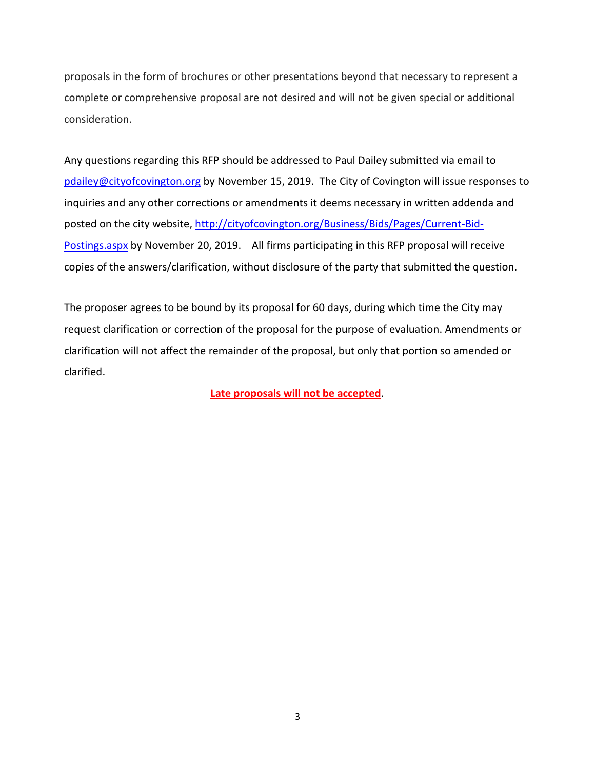proposals in the form of brochures or other presentations beyond that necessary to represent a complete or comprehensive proposal are not desired and will not be given special or additional consideration.

Any questions regarding this RFP should be addressed to Paul Dailey submitted via email to [pdailey@cityofcovington.org](mailto:pdailey@cityofcovington.org) by November 15, 2019. The City of Covington will issue responses to inquiries and any other corrections or amendments it deems necessary in written addenda and posted on the city website, [http://cityofcovington.org/Business/Bids/Pages/Current-Bid-Postings.aspx](http://cityofcovington.org/Business/Bids/Pages/Current-Bid-Postings.aspx) by November 20, 2019. All firms participating in this RFP proposal will receive copies of the answers/clarification, without disclosure of the party that submitted the question.

The proposer agrees to be bound by its proposal for 60 days, during which time the City may request clarification or correction of the proposal for the purpose of evaluation. Amendments or clarification will not affect the remainder of the proposal, but only that portion so amended or clarified.

**Late proposals will not be accepted**.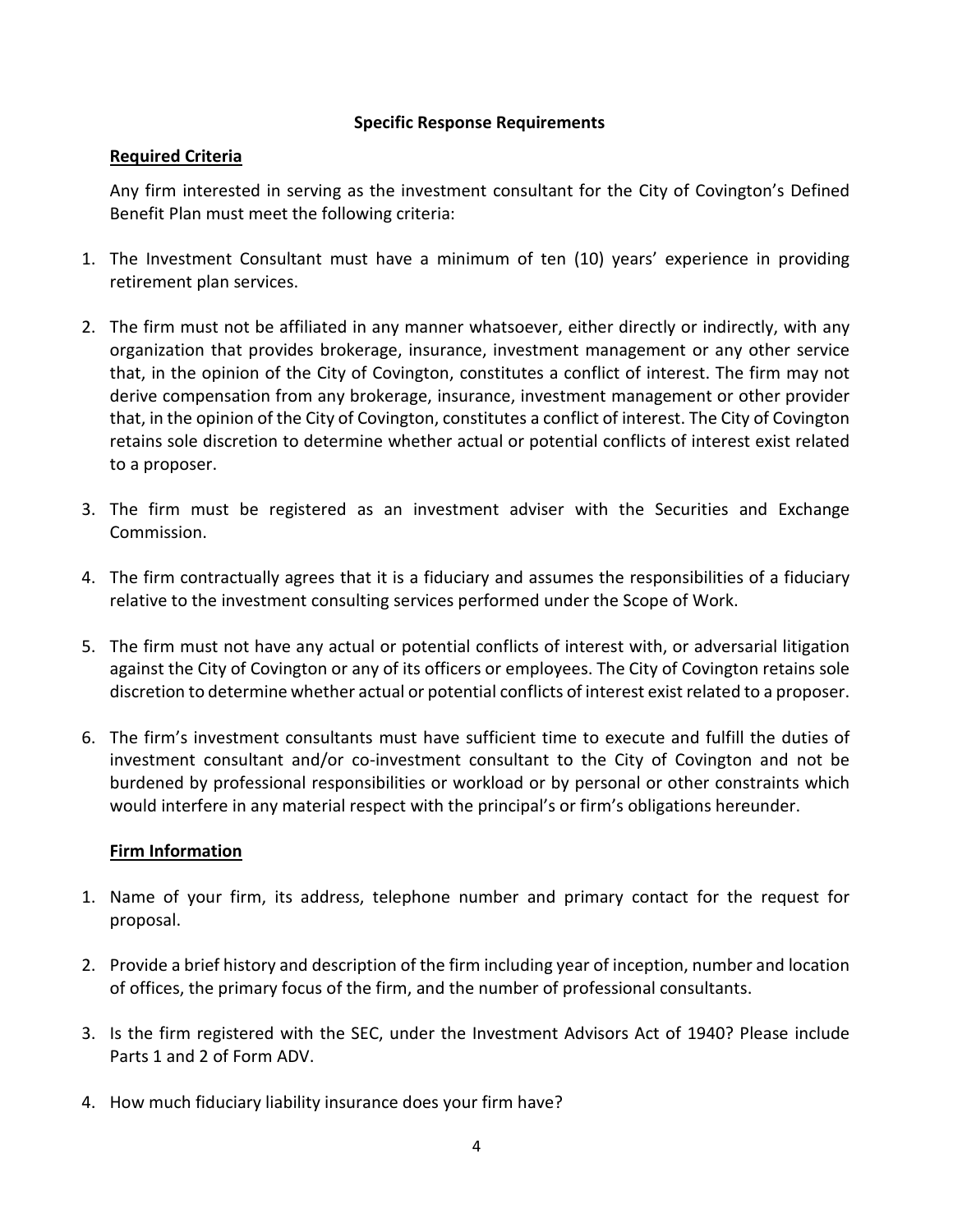## Specific Response Requirements

### Required Criteria

Any firm interested in serving as the investment consultant for the City of Covington's Defined Benefit Plan must meet the following criteria:

1. The Investment Consultant must have a minimum of ten (10) years' experience in providing retirement plan services.
2. The firm must not be affiliated in any manner whatsoever, either directly or indirectly, with any organization that provides brokerage, insurance, investment management or any other service that, in the opinion of the City of Covington, constitutes a conflict of interest. The firm may not derive compensation from any brokerage, insurance, investment management or other provider that, in the opinion of the City of Covington, constitutes a conflict of interest. The City of Covington retains sole discretion to determine whether actual or potential conflicts of interest exist related to a proposer.
3. The firm must be registered as an investment adviser with the Securities and Exchange Commission.
4. The firm contractually agrees that it is a fiduciary and assumes the responsibilities of a fiduciary relative to the investment consulting services performed under the Scope of Work.
5. The firm must not have any actual or potential conflicts of interest with, or adversarial litigation against the City of Covington or any of its officers or employees. The City of Covington retains sole discretion to determine whether actual or potential conflicts of interest exist related to a proposer.
6. The firm's investment consultants must have sufficient time to execute and fulfill the duties of investment consultant and/or co-investment consultant to the City of Covington and not be burdened by professional responsibilities or workload or by personal or other constraints which would interfere in any material respect with the principal's or firm's obligations hereunder.

### Firm Information

1. Name of your firm, its address, telephone number and primary contact for the request for proposal.
2. Provide a brief history and description of the firm including year of inception, number and location of offices, the primary focus of the firm, and the number of professional consultants.
3. Is the firm registered with the SEC, under the Investment Advisors Act of 1940? Please include Parts 1 and 2 of Form ADV.
4. How much fiduciary liability insurance does your firm have?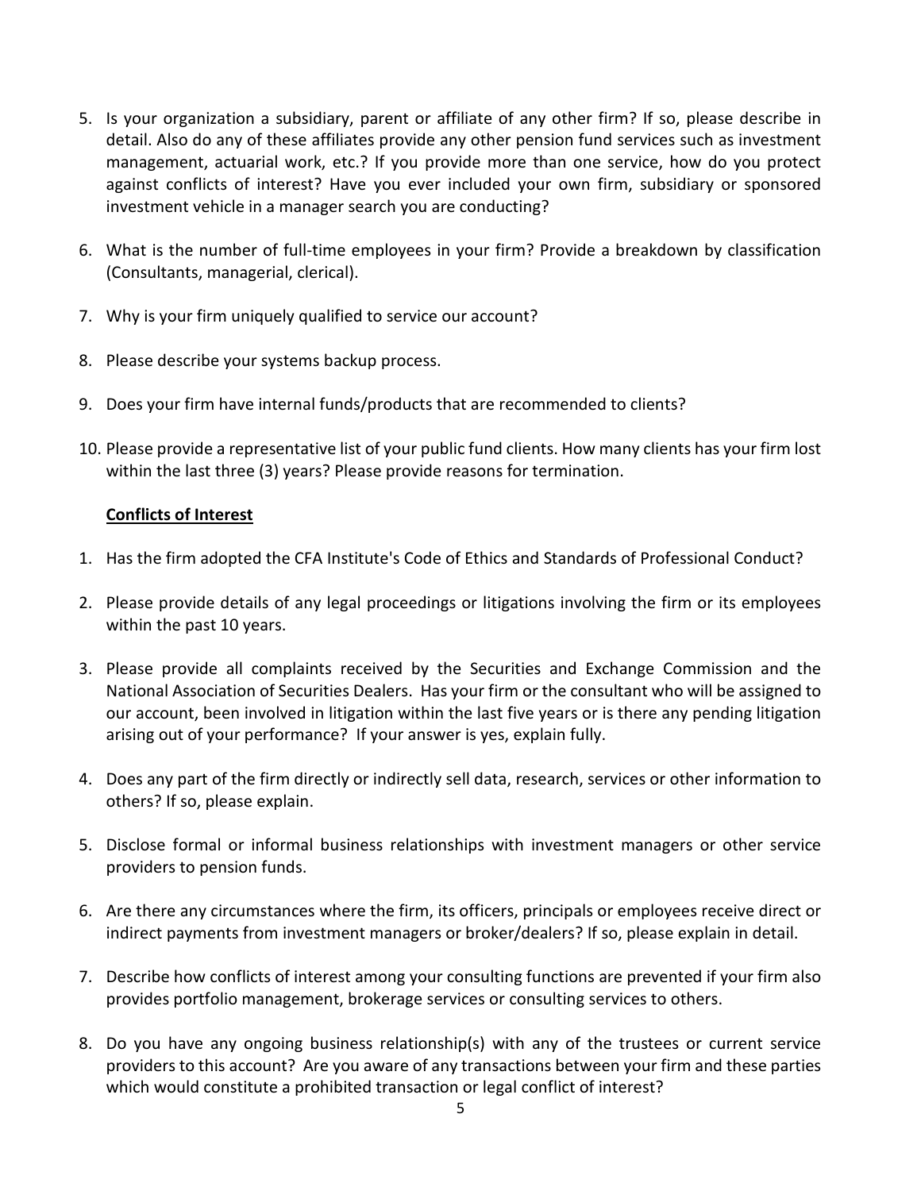5. Is your organization a subsidiary, parent or affiliate of any other firm? If so, please describe in detail. Also do any of these affiliates provide any other pension fund services such as investment management, actuarial work, etc.? If you provide more than one service, how do you protect against conflicts of interest? Have you ever included your own firm, subsidiary or sponsored investment vehicle in a manager search you are conducting?

6. What is the number of full-time employees in your firm? Provide a breakdown by classification (Consultants, managerial, clerical).

7. Why is your firm uniquely qualified to service our account?

8. Please describe your systems backup process.

9. Does your firm have internal funds/products that are recommended to clients?

10. Please provide a representative list of your public fund clients. How many clients has your firm lost within the last three (3) years? Please provide reasons for termination.

**Conflicts of Interest**

1. Has the firm adopted the CFA Institute's Code of Ethics and Standards of Professional Conduct?

2. Please provide details of any legal proceedings or litigations involving the firm or its employees within the past 10 years.

3. Please provide all complaints received by the Securities and Exchange Commission and the National Association of Securities Dealers. Has your firm or the consultant who will be assigned to our account, been involved in litigation within the last five years or is there any pending litigation arising out of your performance? If your answer is yes, explain fully.

4. Does any part of the firm directly or indirectly sell data, research, services or other information to others? If so, please explain.

5. Disclose formal or informal business relationships with investment managers or other service providers to pension funds.

6. Are there any circumstances where the firm, its officers, principals or employees receive direct or indirect payments from investment managers or broker/dealers? If so, please explain in detail.

7. Describe how conflicts of interest among your consulting functions are prevented if your firm also provides portfolio management, brokerage services or consulting services to others.

8. Do you have any ongoing business relationship(s) with any of the trustees or current service providers to this account? Are you aware of any transactions between your firm and these parties which would constitute a prohibited transaction or legal conflict of interest?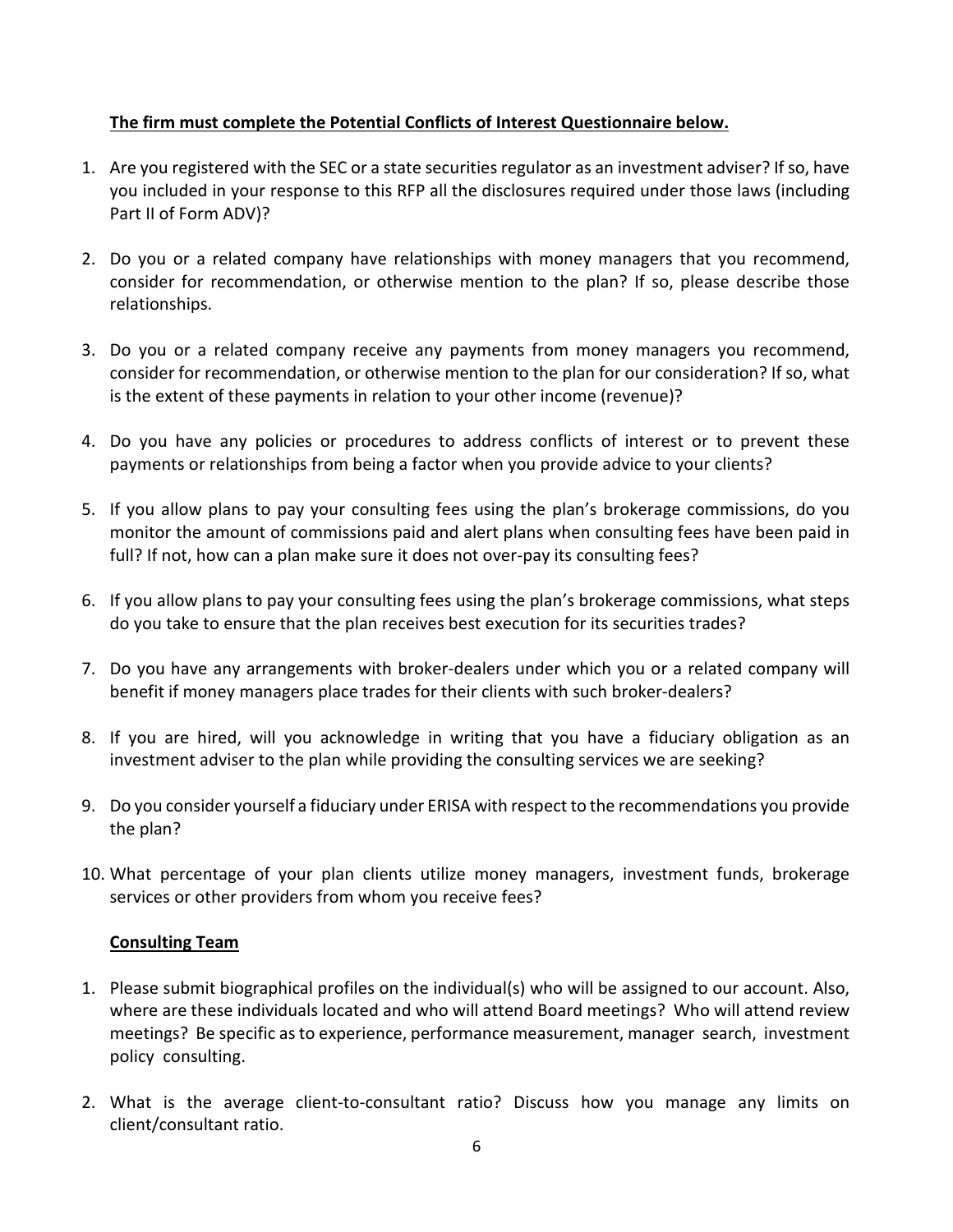**The firm must complete the Potential Conflicts of Interest Questionnaire below.**

1. Are you registered with the SEC or a state securities regulator as an investment adviser? If so, have you included in your response to this RFP all the disclosures required under those laws (including Part II of Form ADV)?
2. Do you or a related company have relationships with money managers that you recommend, consider for recommendation, or otherwise mention to the plan? If so, please describe those relationships.
3. Do you or a related company receive any payments from money managers you recommend, consider for recommendation, or otherwise mention to the plan for our consideration? If so, what is the extent of these payments in relation to your other income (revenue)?
4. Do you have any policies or procedures to address conflicts of interest or to prevent these payments or relationships from being a factor when you provide advice to your clients?
5. If you allow plans to pay your consulting fees using the plan's brokerage commissions, do you monitor the amount of commissions paid and alert plans when consulting fees have been paid in full? If not, how can a plan make sure it does not over-pay its consulting fees?
6. If you allow plans to pay your consulting fees using the plan's brokerage commissions, what steps do you take to ensure that the plan receives best execution for its securities trades?
7. Do you have any arrangements with broker-dealers under which you or a related company will benefit if money managers place trades for their clients with such broker-dealers?
8. If you are hired, will you acknowledge in writing that you have a fiduciary obligation as an investment adviser to the plan while providing the consulting services we are seeking?
9. Do you consider yourself a fiduciary under ERISA with respect to the recommendations you provide the plan?
10. What percentage of your plan clients utilize money managers, investment funds, brokerage services or other providers from whom you receive fees?

**Consulting Team**

1. Please submit biographical profiles on the individual(s) who will be assigned to our account. Also, where are these individuals located and who will attend Board meetings? Who will attend review meetings? Be specific as to experience, performance measurement, manager search, investment policy consulting.
2. What is the average client-to-consultant ratio? Discuss how you manage any limits on client/consultant ratio.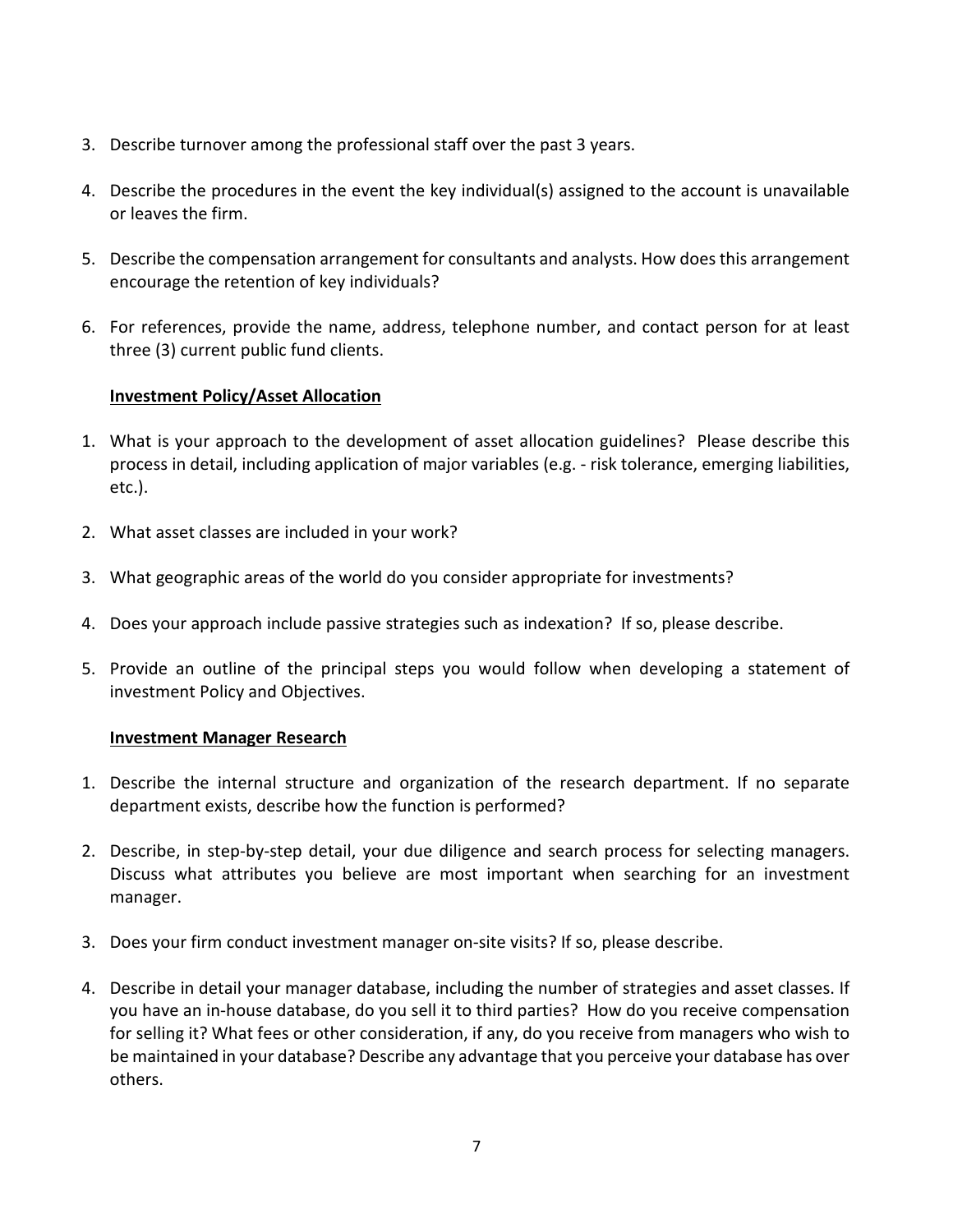3. Describe turnover among the professional staff over the past 3 years.

4. Describe the procedures in the event the key individual(s) assigned to the account is unavailable or leaves the firm.

5. Describe the compensation arrangement for consultants and analysts. How does this arrangement encourage the retention of key individuals?

6. For references, provide the name, address, telephone number, and contact person for at least three (3) current public fund clients.

**Investment Policy/Asset Allocation**

1. What is your approach to the development of asset allocation guidelines? Please describe this process in detail, including application of major variables (e.g. - risk tolerance, emerging liabilities, etc.).

2. What asset classes are included in your work?

3. What geographic areas of the world do you consider appropriate for investments?

4. Does your approach include passive strategies such as indexation? If so, please describe.

5. Provide an outline of the principal steps you would follow when developing a statement of investment Policy and Objectives.

**Investment Manager Research**

1. Describe the internal structure and organization of the research department. If no separate department exists, describe how the function is performed?

2. Describe, in step-by-step detail, your due diligence and search process for selecting managers. Discuss what attributes you believe are most important when searching for an investment manager.

3. Does your firm conduct investment manager on-site visits? If so, please describe.

4. Describe in detail your manager database, including the number of strategies and asset classes. If you have an in-house database, do you sell it to third parties? How do you receive compensation for selling it? What fees or other consideration, if any, do you receive from managers who wish to be maintained in your database? Describe any advantage that you perceive your database has over others.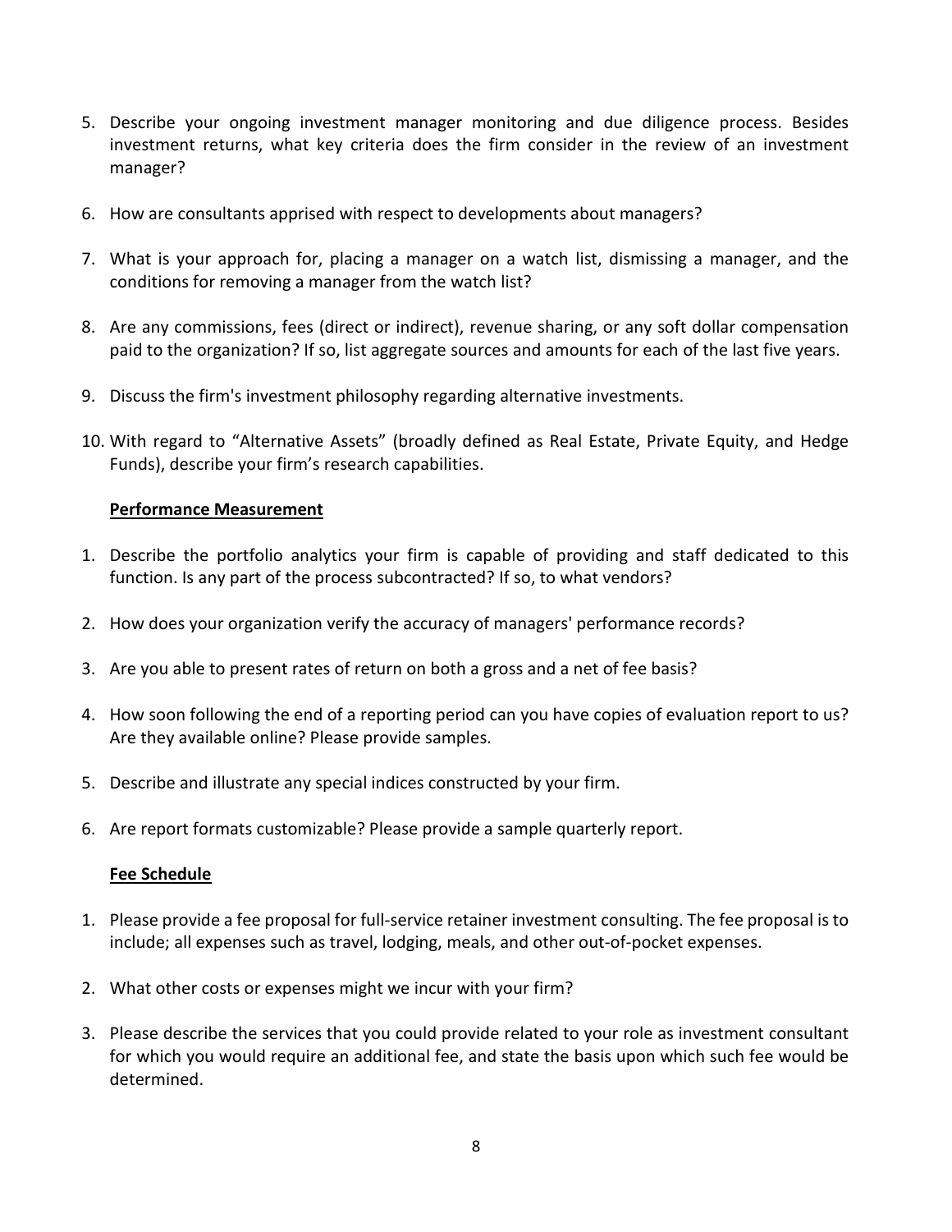5. Describe your ongoing investment manager monitoring and due diligence process. Besides investment returns, what key criteria does the firm consider in the review of an investment manager?

6. How are consultants apprised with respect to developments about managers?

7. What is your approach for, placing a manager on a watch list, dismissing a manager, and the conditions for removing a manager from the watch list?

8. Are any commissions, fees (direct or indirect), revenue sharing, or any soft dollar compensation paid to the organization? If so, list aggregate sources and amounts for each of the last five years.

9. Discuss the firm's investment philosophy regarding alternative investments.

10. With regard to "Alternative Assets" (broadly defined as Real Estate, Private Equity, and Hedge Funds), describe your firm's research capabilities.

**<u>Performance Measurement</u>**

1. Describe the portfolio analytics your firm is capable of providing and staff dedicated to this function. Is any part of the process subcontracted? If so, to what vendors?

2. How does your organization verify the accuracy of managers' performance records?

3. Are you able to present rates of return on both a gross and a net of fee basis?

4. How soon following the end of a reporting period can you have copies of evaluation report to us? Are they available online? Please provide samples.

5. Describe and illustrate any special indices constructed by your firm.

6. Are report formats customizable? Please provide a sample quarterly report.

**<u>Fee Schedule</u>**

1. Please provide a fee proposal for full-service retainer investment consulting. The fee proposal is to include; all expenses such as travel, lodging, meals, and other out-of-pocket expenses.

2. What other costs or expenses might we incur with your firm?

3. Please describe the services that you could provide related to your role as investment consultant for which you would require an additional fee, and state the basis upon which such fee would be determined.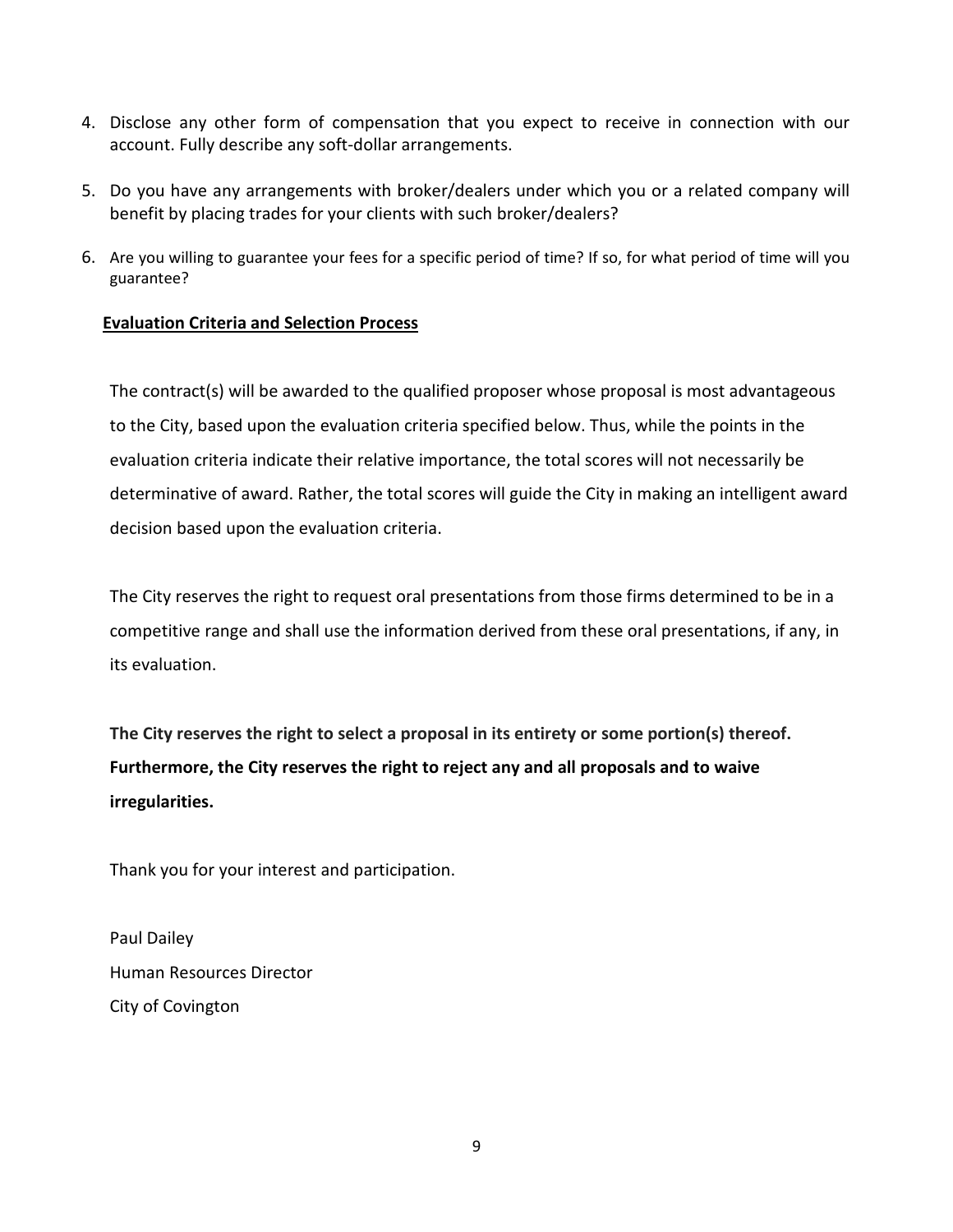4. Disclose any other form of compensation that you expect to receive in connection with our account. Fully describe any soft-dollar arrangements.

5. Do you have any arrangements with broker/dealers under which you or a related company will benefit by placing trades for your clients with such broker/dealers?

6. Are you willing to guarantee your fees for a specific period of time? If so, for what period of time will you guarantee?

**Evaluation Criteria and Selection Process**

The contract(s) will be awarded to the qualified proposer whose proposal is most advantageous to the City, based upon the evaluation criteria specified below. Thus, while the points in the evaluation criteria indicate their relative importance, the total scores will not necessarily be determinative of award. Rather, the total scores will guide the City in making an intelligent award decision based upon the evaluation criteria.

The City reserves the right to request oral presentations from those firms determined to be in a competitive range and shall use the information derived from these oral presentations, if any, in its evaluation.

**The City reserves the right to select a proposal in its entirety or some portion(s) thereof. Furthermore, the City reserves the right to reject any and all proposals and to waive irregularities.**

Thank you for your interest and participation.

Paul Dailey
Human Resources Director
City of Covington